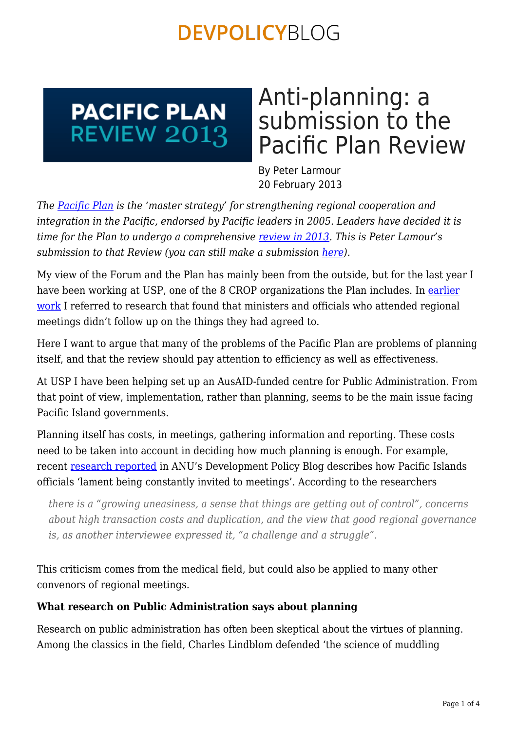# Anti-planning: a submission to the Pacific Plan Review

By Peter Larmour
20 February 2013

*The Pacific Plan is the 'master strategy' for strengthening regional cooperation and integration in the Pacific, endorsed by Pacific leaders in 2005. Leaders have decided it is time for the Plan to undergo a comprehensive review in 2013. This is Peter Lamour's submission to that Review (you can still make a submission here).*

My view of the Forum and the Plan has mainly been from the outside, but for the last year I have been working at USP, one of the 8 CROP organizations the Plan includes. In earlier work I referred to research that found that ministers and officials who attended regional meetings didn't follow up on the things they had agreed to.

Here I want to argue that many of the problems of the Pacific Plan are problems of planning itself, and that the review should pay attention to efficiency as well as effectiveness.

At USP I have been helping set up an AusAID-funded centre for Public Administration. From that point of view, implementation, rather than planning, seems to be the main issue facing Pacific Island governments.

Planning itself has costs, in meetings, gathering information and reporting. These costs need to be taken into account in deciding how much planning is enough. For example, recent research reported in ANU's Development Policy Blog describes how Pacific Islands officials 'lament being constantly invited to meetings'. According to the researchers

> *there is a "growing uneasiness, a sense that things are getting out of control", concerns about high transaction costs and duplication, and the view that good regional governance is, as another interviewee expressed it, "a challenge and a struggle".*

This criticism comes from the medical field, but could also be applied to many other convenors of regional meetings.

**What research on Public Administration says about planning**

Research on public administration has often been skeptical about the virtues of planning. Among the classics in the field, Charles Lindblom defended 'the science of muddling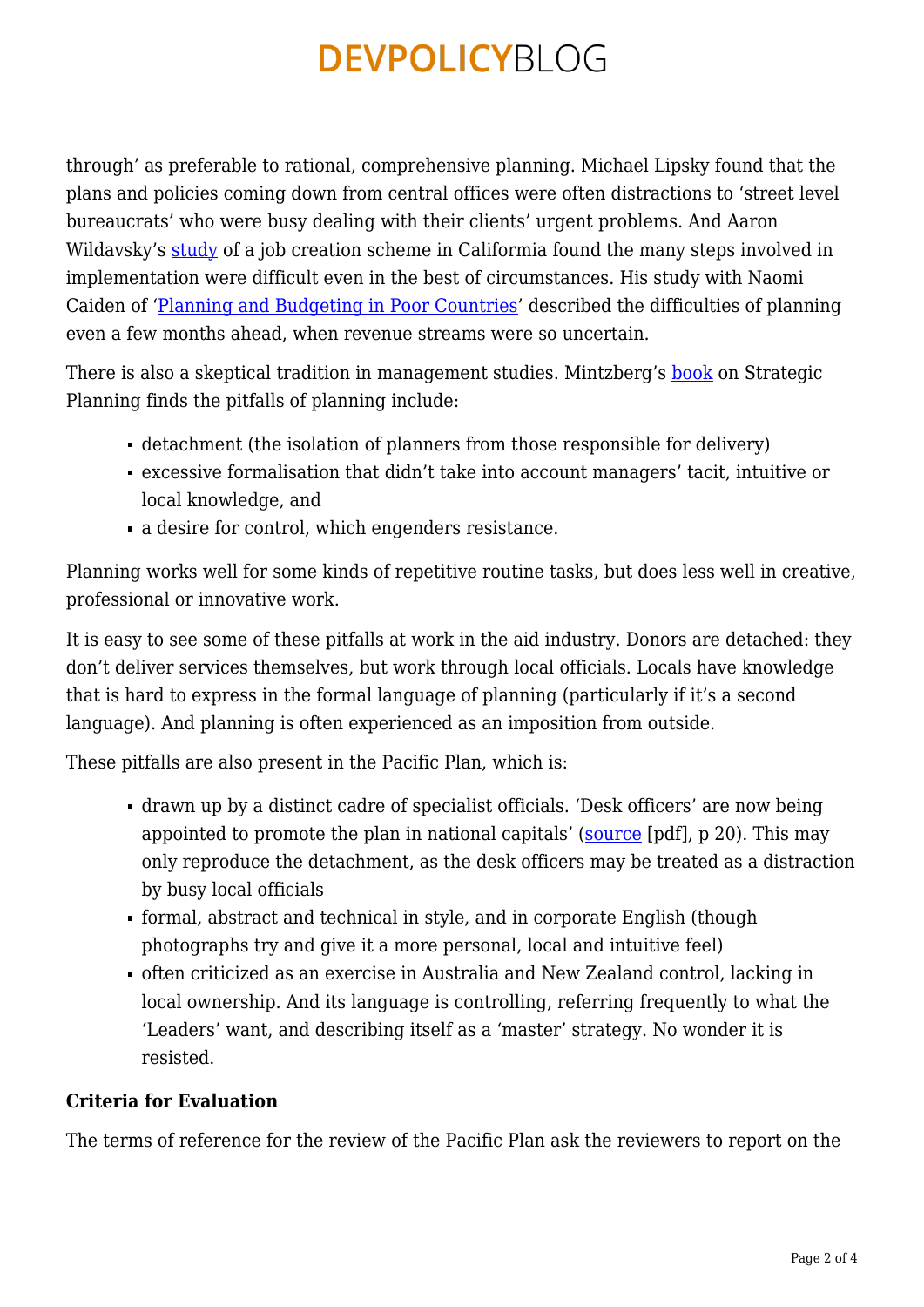through' as preferable to rational, comprehensive planning. Michael Lipsky found that the plans and policies coming down from central offices were often distractions to 'street level bureaucrats' who were busy dealing with their clients' urgent problems. And Aaron Wildavsky's study of a job creation scheme in Califormia found the many steps involved in implementation were difficult even in the best of circumstances. His study with Naomi Caiden of 'Planning and Budgeting in Poor Countries' described the difficulties of planning even a few months ahead, when revenue streams were so uncertain.

There is also a skeptical tradition in management studies. Mintzberg's book on Strategic Planning finds the pitfalls of planning include:

- detachment (the isolation of planners from those responsible for delivery)
- excessive formalisation that didn't take into account managers' tacit, intuitive or local knowledge, and
- a desire for control, which engenders resistance.

Planning works well for some kinds of repetitive routine tasks, but does less well in creative, professional or innovative work.

It is easy to see some of these pitfalls at work in the aid industry. Donors are detached: they don't deliver services themselves, but work through local officials. Locals have knowledge that is hard to express in the formal language of planning (particularly if it's a second language). And planning is often experienced as an imposition from outside.

These pitfalls are also present in the Pacific Plan, which is:

- drawn up by a distinct cadre of specialist officials. 'Desk officers' are now being appointed to promote the plan in national capitals' (source [pdf], p 20). This may only reproduce the detachment, as the desk officers may be treated as a distraction by busy local officials
- formal, abstract and technical in style, and in corporate English (though photographs try and give it a more personal, local and intuitive feel)
- often criticized as an exercise in Australia and New Zealand control, lacking in local ownership. And its language is controlling, referring frequently to what the 'Leaders' want, and describing itself as a 'master' strategy. No wonder it is resisted.

**Criteria for Evaluation**

The terms of reference for the review of the Pacific Plan ask the reviewers to report on the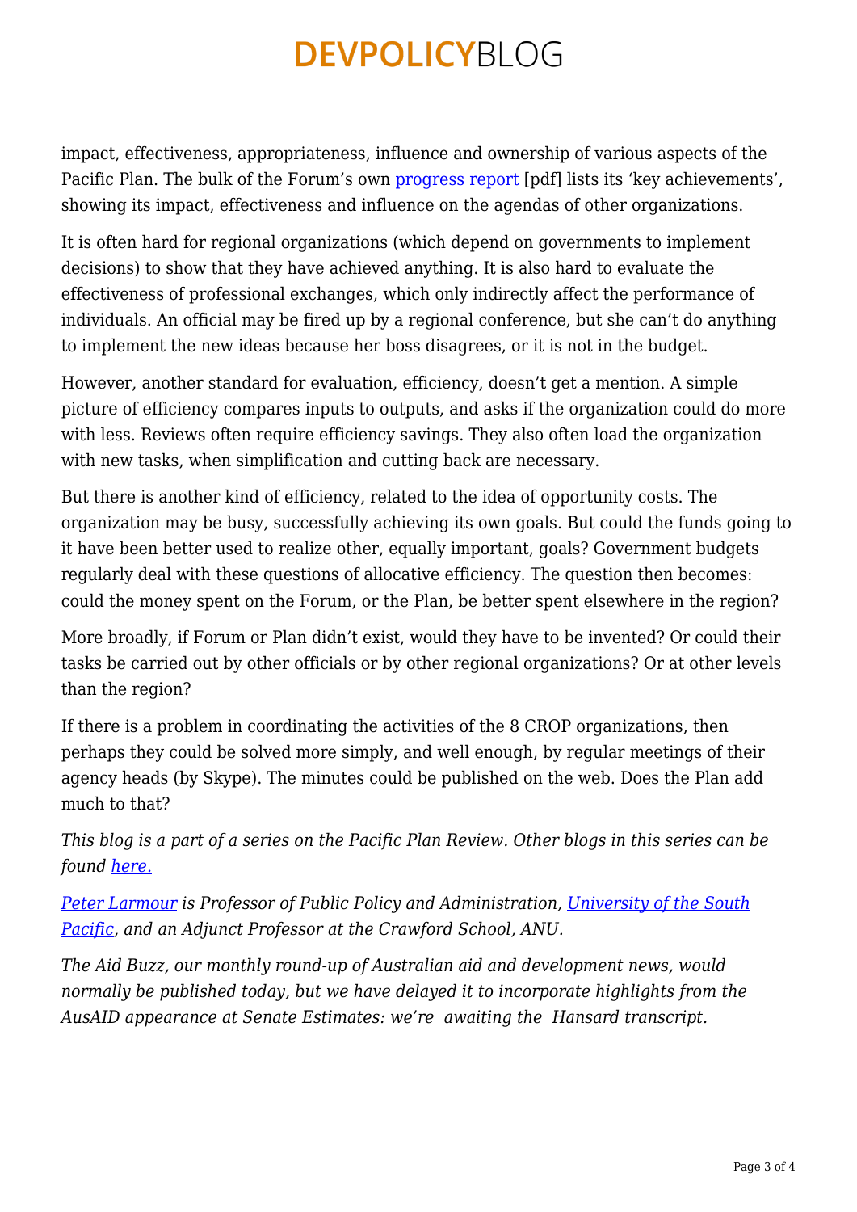impact, effectiveness, appropriateness, influence and ownership of various aspects of the Pacific Plan. The bulk of the Forum's own [progress report] [pdf] lists its 'key achievements', showing its impact, effectiveness and influence on the agendas of other organizations.

It is often hard for regional organizations (which depend on governments to implement decisions) to show that they have achieved anything. It is also hard to evaluate the effectiveness of professional exchanges, which only indirectly affect the performance of individuals. An official may be fired up by a regional conference, but she can't do anything to implement the new ideas because her boss disagrees, or it is not in the budget.

However, another standard for evaluation, efficiency, doesn't get a mention. A simple picture of efficiency compares inputs to outputs, and asks if the organization could do more with less. Reviews often require efficiency savings. They also often load the organization with new tasks, when simplification and cutting back are necessary.

But there is another kind of efficiency, related to the idea of opportunity costs. The organization may be busy, successfully achieving its own goals. But could the funds going to it have been better used to realize other, equally important, goals? Government budgets regularly deal with these questions of allocative efficiency. The question then becomes: could the money spent on the Forum, or the Plan, be better spent elsewhere in the region?

More broadly, if Forum or Plan didn't exist, would they have to be invented? Or could their tasks be carried out by other officials or by other regional organizations? Or at other levels than the region?

If there is a problem in coordinating the activities of the 8 CROP organizations, then perhaps they could be solved more simply, and well enough, by regular meetings of their agency heads (by Skype). The minutes could be published on the web. Does the Plan add much to that?

*This blog is a part of a series on the Pacific Plan Review. Other blogs in this series can be found here.*

*Peter Larmour is Professor of Public Policy and Administration, University of the South Pacific, and an Adjunct Professor at the Crawford School, ANU.*

*The Aid Buzz, our monthly round-up of Australian aid and development news, would normally be published today, but we have delayed it to incorporate highlights from the AusAID appearance at Senate Estimates: we're awaiting the Hansard transcript.*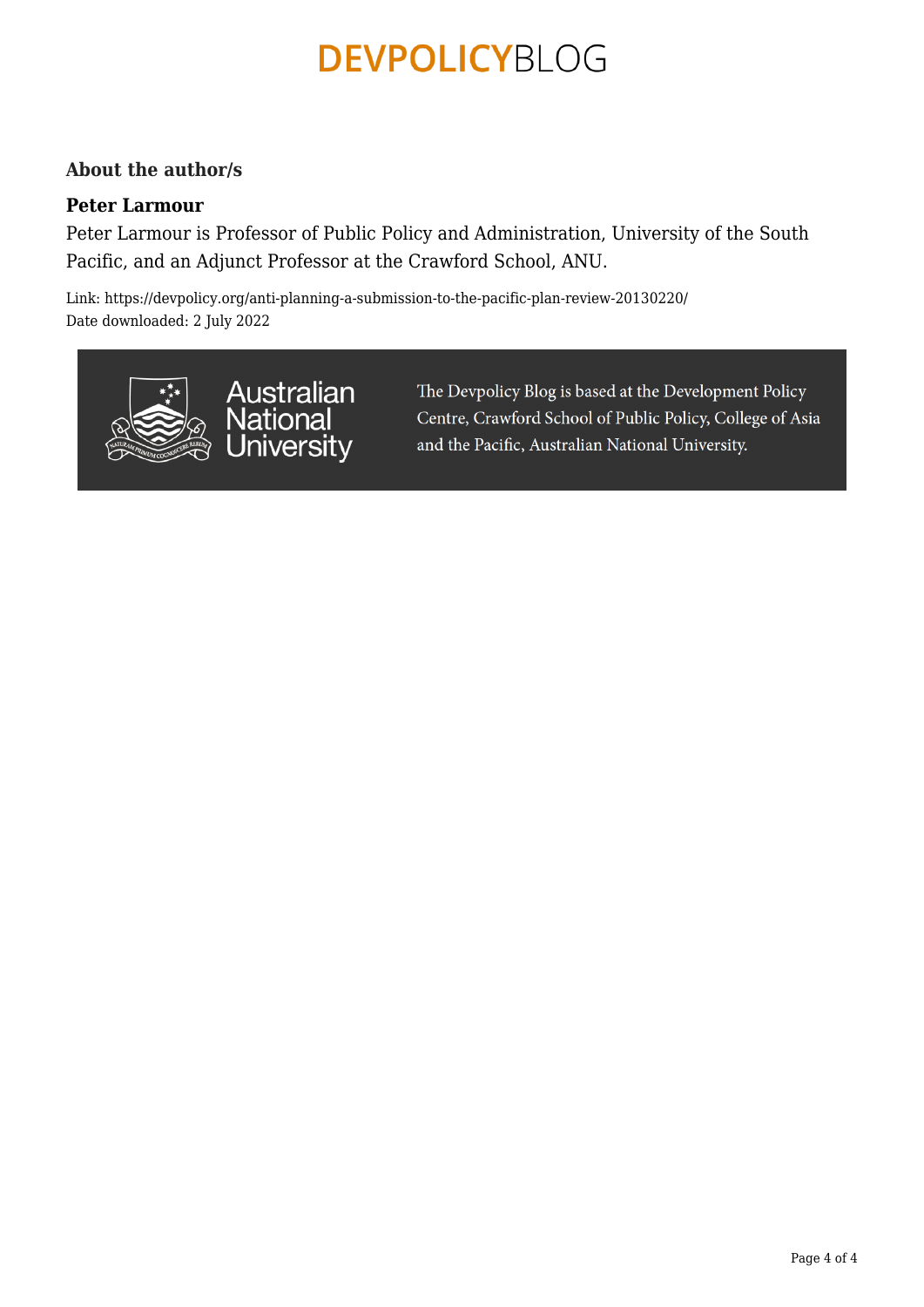### About the author/s

**Peter Larmour**

Peter Larmour is Professor of Public Policy and Administration, University of the South Pacific, and an Adjunct Professor at the Crawford School, ANU.

Link: https://devpolicy.org/anti-planning-a-submission-to-the-pacific-plan-review-20130220/
Date downloaded: 2 July 2022

Australian National University

The Devpolicy Blog is based at the Development Policy Centre, Crawford School of Public Policy, College of Asia and the Pacific, Australian National University.